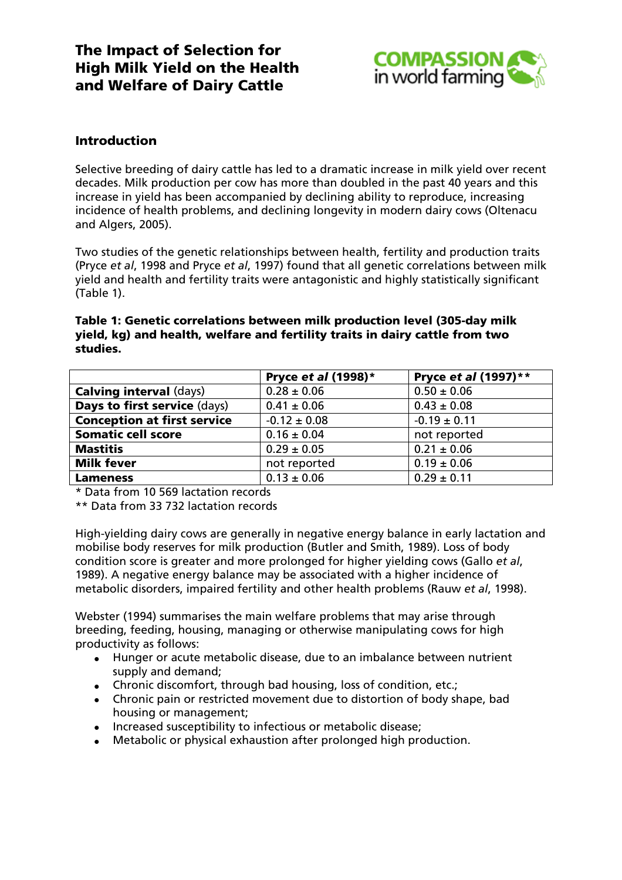# The Impact of Selection for High Milk Yield on the Health and Welfare of Dairy Cattle

## Introduction

Selective breeding of dairy cattle has led to a dramatic increase in milk yield over recent decades. Milk production per cow has more than doubled in the past 40 years and this increase in yield has been accompanied by declining ability to reproduce, increasing incidence of health problems, and declining longevity in modern dairy cows (Oltenacu and Algers, 2005).

Two studies of the genetic relationships between health, fertility and production traits (Pryce *et al*, 1998 and Pryce *et al*, 1997) found that all genetic correlations between milk yield and health and fertility traits were antagonistic and highly statistically significant (Table 1).

**Table 1: Genetic correlations between milk production level (305-day milk yield, kg) and health, welfare and fertility traits in dairy cattle from two studies.**

| | **Pryce *et al* (1998)\*** | **Pryce *et al* (1997)\*\*** |
|---|---|---|
| **Calving interval** (days) | 0.28 ± 0.06 | 0.50 ± 0.06 |
| **Days to first service** (days) | 0.41 ± 0.06 | 0.43 ± 0.08 |
| **Conception at first service** | -0.12 ± 0.08 | -0.19 ± 0.11 |
| **Somatic cell score** | 0.16 ± 0.04 | not reported |
| **Mastitis** | 0.29 ± 0.05 | 0.21 ± 0.06 |
| **Milk fever** | not reported | 0.19 ± 0.06 |
| **Lameness** | 0.13 ± 0.06 | 0.29 ± 0.11 |

\* Data from 10 569 lactation records

\*\* Data from 33 732 lactation records

High-yielding dairy cows are generally in negative energy balance in early lactation and mobilise body reserves for milk production (Butler and Smith, 1989). Loss of body condition score is greater and more prolonged for higher yielding cows (Gallo *et al*, 1989). A negative energy balance may be associated with a higher incidence of metabolic disorders, impaired fertility and other health problems (Rauw *et al*, 1998).

Webster (1994) summarises the main welfare problems that may arise through breeding, feeding, housing, managing or otherwise manipulating cows for high productivity as follows:

- Hunger or acute metabolic disease, due to an imbalance between nutrient supply and demand;
- Chronic discomfort, through bad housing, loss of condition, etc.;
- Chronic pain or restricted movement due to distortion of body shape, bad housing or management;
- Increased susceptibility to infectious or metabolic disease;
- Metabolic or physical exhaustion after prolonged high production.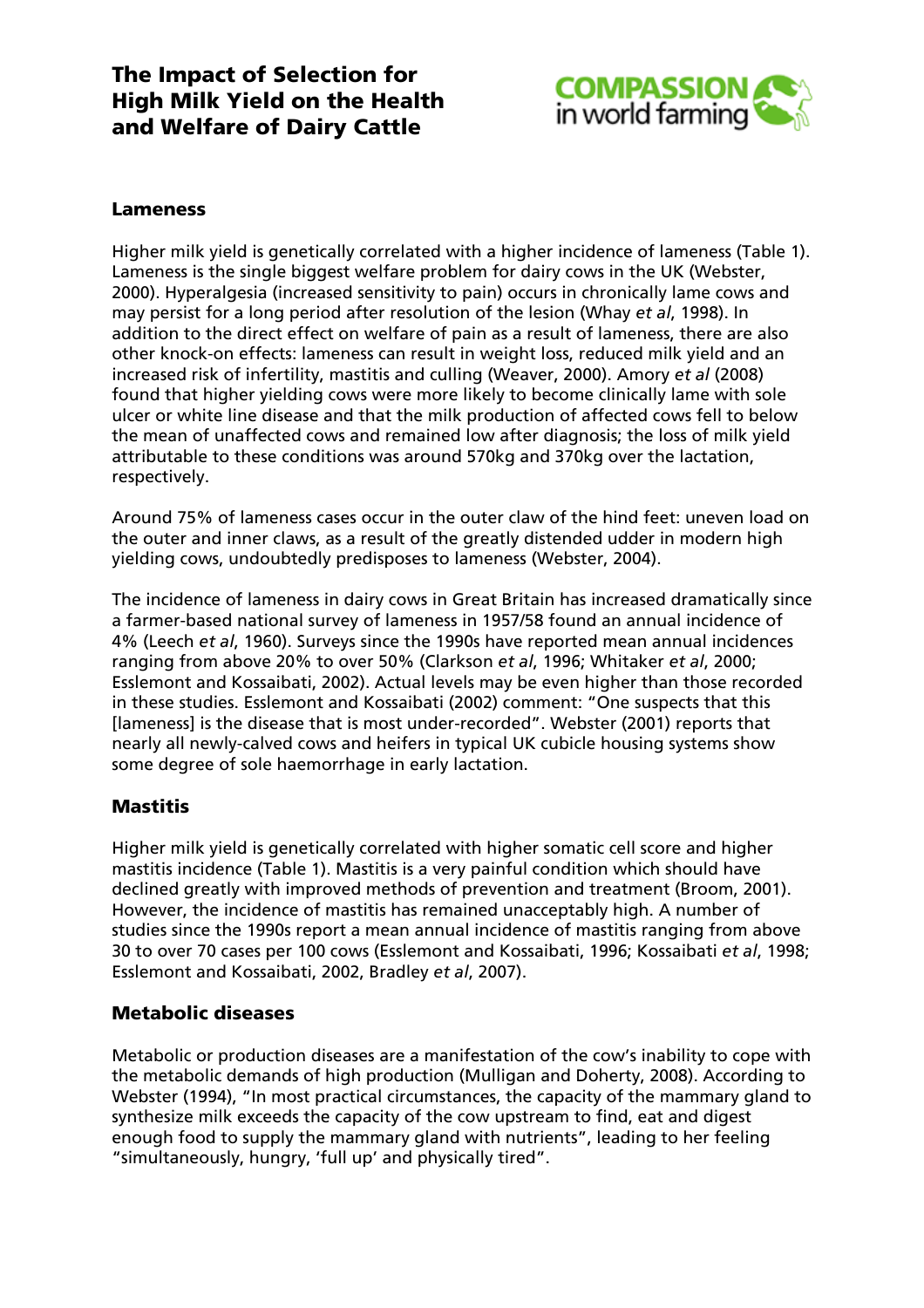## Lameness

Higher milk yield is genetically correlated with a higher incidence of lameness (Table 1). Lameness is the single biggest welfare problem for dairy cows in the UK (Webster, 2000). Hyperalgesia (increased sensitivity to pain) occurs in chronically lame cows and may persist for a long period after resolution of the lesion (Whay *et al*, 1998). In addition to the direct effect on welfare of pain as a result of lameness, there are also other knock-on effects: lameness can result in weight loss, reduced milk yield and an increased risk of infertility, mastitis and culling (Weaver, 2000). Amory *et al* (2008) found that higher yielding cows were more likely to become clinically lame with sole ulcer or white line disease and that the milk production of affected cows fell to below the mean of unaffected cows and remained low after diagnosis; the loss of milk yield attributable to these conditions was around 570kg and 370kg over the lactation, respectively.

Around 75% of lameness cases occur in the outer claw of the hind feet: uneven load on the outer and inner claws, as a result of the greatly distended udder in modern high yielding cows, undoubtedly predisposes to lameness (Webster, 2004).

The incidence of lameness in dairy cows in Great Britain has increased dramatically since a farmer-based national survey of lameness in 1957/58 found an annual incidence of 4% (Leech *et al*, 1960). Surveys since the 1990s have reported mean annual incidences ranging from above 20% to over 50% (Clarkson *et al*, 1996; Whitaker *et al*, 2000; Esslemont and Kossaibati, 2002). Actual levels may be even higher than those recorded in these studies. Esslemont and Kossaibati (2002) comment: "One suspects that this [lameness] is the disease that is most under-recorded". Webster (2001) reports that nearly all newly-calved cows and heifers in typical UK cubicle housing systems show some degree of sole haemorrhage in early lactation.

## Mastitis

Higher milk yield is genetically correlated with higher somatic cell score and higher mastitis incidence (Table 1). Mastitis is a very painful condition which should have declined greatly with improved methods of prevention and treatment (Broom, 2001). However, the incidence of mastitis has remained unacceptably high. A number of studies since the 1990s report a mean annual incidence of mastitis ranging from above 30 to over 70 cases per 100 cows (Esslemont and Kossaibati, 1996; Kossaibati *et al*, 1998; Esslemont and Kossaibati, 2002, Bradley *et al*, 2007).

## Metabolic diseases

Metabolic or production diseases are a manifestation of the cow's inability to cope with the metabolic demands of high production (Mulligan and Doherty, 2008). According to Webster (1994), "In most practical circumstances, the capacity of the mammary gland to synthesize milk exceeds the capacity of the cow upstream to find, eat and digest enough food to supply the mammary gland with nutrients", leading to her feeling "simultaneously, hungry, 'full up' and physically tired".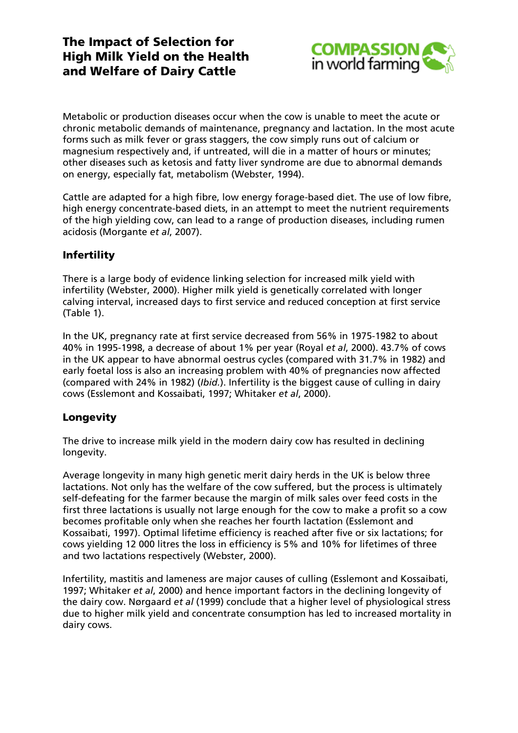Metabolic or production diseases occur when the cow is unable to meet the acute or chronic metabolic demands of maintenance, pregnancy and lactation. In the most acute forms such as milk fever or grass staggers, the cow simply runs out of calcium or magnesium respectively and, if untreated, will die in a matter of hours or minutes; other diseases such as ketosis and fatty liver syndrome are due to abnormal demands on energy, especially fat, metabolism (Webster, 1994).

Cattle are adapted for a high fibre, low energy forage-based diet. The use of low fibre, high energy concentrate-based diets, in an attempt to meet the nutrient requirements of the high yielding cow, can lead to a range of production diseases, including rumen acidosis (Morgante *et al*, 2007).

## Infertility

There is a large body of evidence linking selection for increased milk yield with infertility (Webster, 2000). Higher milk yield is genetically correlated with longer calving interval, increased days to first service and reduced conception at first service (Table 1).

In the UK, pregnancy rate at first service decreased from 56% in 1975-1982 to about 40% in 1995-1998, a decrease of about 1% per year (Royal *et al*, 2000). 43.7% of cows in the UK appear to have abnormal oestrus cycles (compared with 31.7% in 1982) and early foetal loss is also an increasing problem with 40% of pregnancies now affected (compared with 24% in 1982) (*Ibid.*). Infertility is the biggest cause of culling in dairy cows (Esslemont and Kossaibati, 1997; Whitaker *et al*, 2000).

## Longevity

The drive to increase milk yield in the modern dairy cow has resulted in declining longevity.

Average longevity in many high genetic merit dairy herds in the UK is below three lactations. Not only has the welfare of the cow suffered, but the process is ultimately self-defeating for the farmer because the margin of milk sales over feed costs in the first three lactations is usually not large enough for the cow to make a profit so a cow becomes profitable only when she reaches her fourth lactation (Esslemont and Kossaibati, 1997). Optimal lifetime efficiency is reached after five or six lactations; for cows yielding 12 000 litres the loss in efficiency is 5% and 10% for lifetimes of three and two lactations respectively (Webster, 2000).

Infertility, mastitis and lameness are major causes of culling (Esslemont and Kossaibati, 1997; Whitaker *et al*, 2000) and hence important factors in the declining longevity of the dairy cow. Nørgaard *et al* (1999) conclude that a higher level of physiological stress due to higher milk yield and concentrate consumption has led to increased mortality in dairy cows.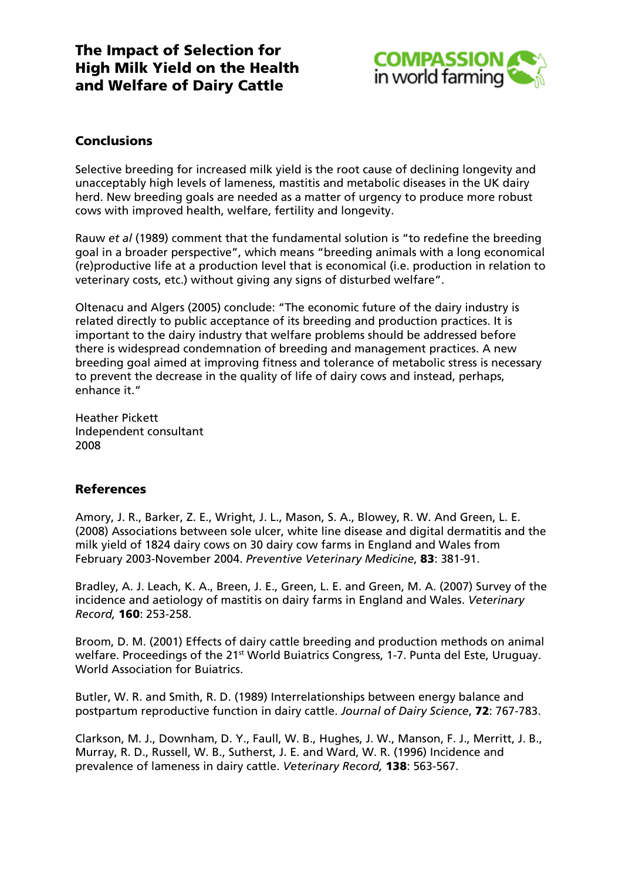## Conclusions

Selective breeding for increased milk yield is the root cause of declining longevity and unacceptably high levels of lameness, mastitis and metabolic diseases in the UK dairy herd. New breeding goals are needed as a matter of urgency to produce more robust cows with improved health, welfare, fertility and longevity.

Rauw *et al* (1989) comment that the fundamental solution is "to redefine the breeding goal in a broader perspective", which means "breeding animals with a long economical (re)productive life at a production level that is economical (i.e. production in relation to veterinary costs, etc.) without giving any signs of disturbed welfare".

Oltenacu and Algers (2005) conclude: "The economic future of the dairy industry is related directly to public acceptance of its breeding and production practices. It is important to the dairy industry that welfare problems should be addressed before there is widespread condemnation of breeding and management practices. A new breeding goal aimed at improving fitness and tolerance of metabolic stress is necessary to prevent the decrease in the quality of life of dairy cows and instead, perhaps, enhance it."

Heather Pickett
Independent consultant
2008

## References

Amory, J. R., Barker, Z. E., Wright, J. L., Mason, S. A., Blowey, R. W. And Green, L. E. (2008) Associations between sole ulcer, white line disease and digital dermatitis and the milk yield of 1824 dairy cows on 30 dairy cow farms in England and Wales from February 2003-November 2004. *Preventive Veterinary Medicine*, **83**: 381-91.

Bradley, A. J. Leach, K. A., Breen, J. E., Green, L. E. and Green, M. A. (2007) Survey of the incidence and aetiology of mastitis on dairy farms in England and Wales. *Veterinary Record,* **160**: 253-258.

Broom, D. M. (2001) Effects of dairy cattle breeding and production methods on animal welfare. Proceedings of the 21st World Buiatrics Congress, 1-7. Punta del Este, Uruguay. World Association for Buiatrics.

Butler, W. R. and Smith, R. D. (1989) Interrelationships between energy balance and postpartum reproductive function in dairy cattle. *Journal of Dairy Science*, **72**: 767-783.

Clarkson, M. J., Downham, D. Y., Faull, W. B., Hughes, J. W., Manson, F. J., Merritt, J. B., Murray, R. D., Russell, W. B., Sutherst, J. E. and Ward, W. R. (1996) Incidence and prevalence of lameness in dairy cattle. *Veterinary Record,* **138**: 563-567.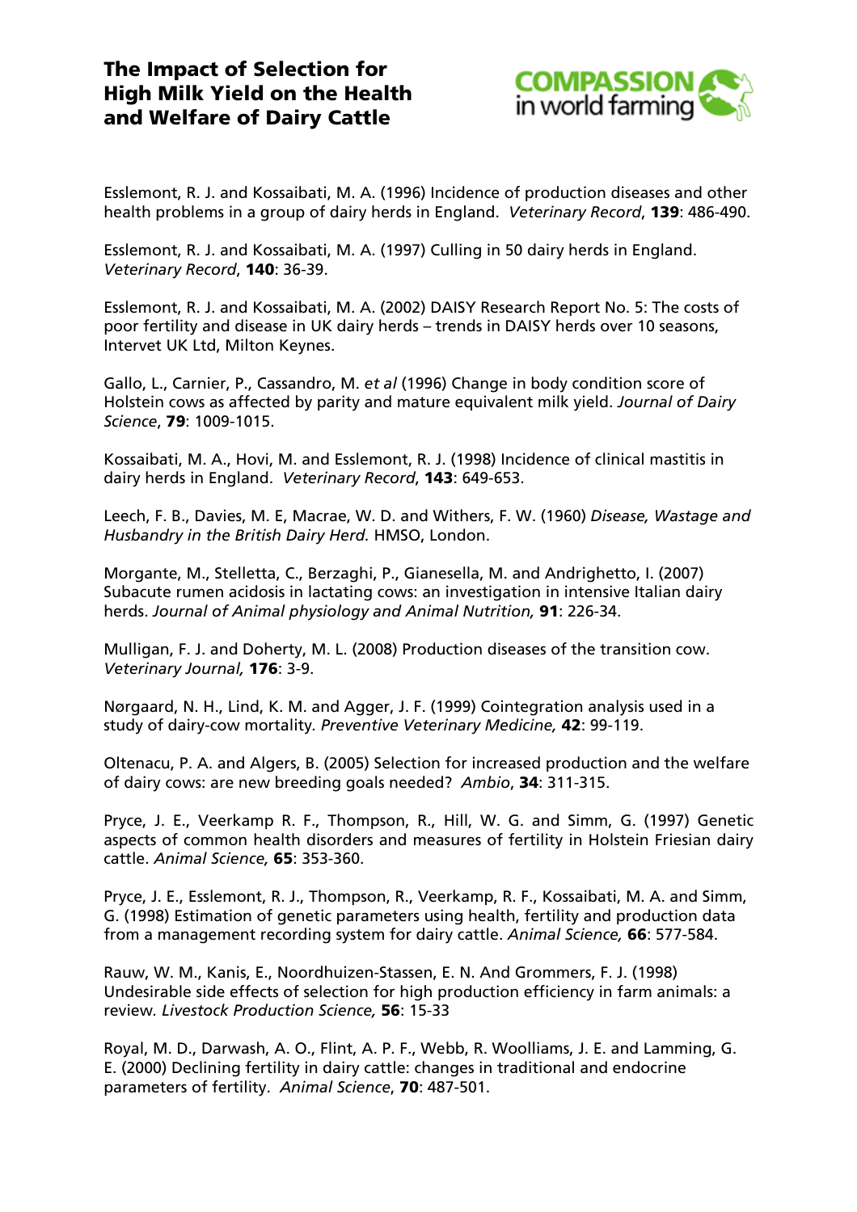Esslemont, R. J. and Kossaibati, M. A. (1996) Incidence of production diseases and other health problems in a group of dairy herds in England. *Veterinary Record*, **139**: 486-490.

Esslemont, R. J. and Kossaibati, M. A. (1997) Culling in 50 dairy herds in England. *Veterinary Record*, **140**: 36-39.

Esslemont, R. J. and Kossaibati, M. A. (2002) DAISY Research Report No. 5: The costs of poor fertility and disease in UK dairy herds – trends in DAISY herds over 10 seasons, Intervet UK Ltd, Milton Keynes.

Gallo, L., Carnier, P., Cassandro, M. *et al* (1996) Change in body condition score of Holstein cows as affected by parity and mature equivalent milk yield. *Journal of Dairy Science*, **79**: 1009-1015.

Kossaibati, M. A., Hovi, M. and Esslemont, R. J. (1998) Incidence of clinical mastitis in dairy herds in England. *Veterinary Record*, **143**: 649-653.

Leech, F. B., Davies, M. E, Macrae, W. D. and Withers, F. W. (1960) *Disease, Wastage and Husbandry in the British Dairy Herd.* HMSO, London.

Morgante, M., Stelletta, C., Berzaghi, P., Gianesella, M. and Andrighetto, I. (2007) Subacute rumen acidosis in lactating cows: an investigation in intensive Italian dairy herds. *Journal of Animal physiology and Animal Nutrition,* **91**: 226-34.

Mulligan, F. J. and Doherty, M. L. (2008) Production diseases of the transition cow. *Veterinary Journal,* **176**: 3-9.

Nørgaard, N. H., Lind, K. M. and Agger, J. F. (1999) Cointegration analysis used in a study of dairy-cow mortality*. Preventive Veterinary Medicine,* **42**: 99-119.

Oltenacu, P. A. and Algers, B. (2005) Selection for increased production and the welfare of dairy cows: are new breeding goals needed? *Ambio*, **34**: 311-315.

Pryce, J. E., Veerkamp R. F., Thompson, R., Hill, W. G. and Simm, G. (1997) Genetic aspects of common health disorders and measures of fertility in Holstein Friesian dairy cattle. *Animal Science,* **65**: 353-360.

Pryce, J. E., Esslemont, R. J., Thompson, R., Veerkamp, R. F., Kossaibati, M. A. and Simm, G. (1998) Estimation of genetic parameters using health, fertility and production data from a management recording system for dairy cattle. *Animal Science,* **66**: 577-584.

Rauw, W. M., Kanis, E., Noordhuizen-Stassen, E. N. And Grommers, F. J. (1998) Undesirable side effects of selection for high production efficiency in farm animals: a review*. Livestock Production Science,* **56**: 15-33

Royal, M. D., Darwash, A. O., Flint, A. P. F., Webb, R. Woolliams, J. E. and Lamming, G. E. (2000) Declining fertility in dairy cattle: changes in traditional and endocrine parameters of fertility. *Animal Science*, **70**: 487-501.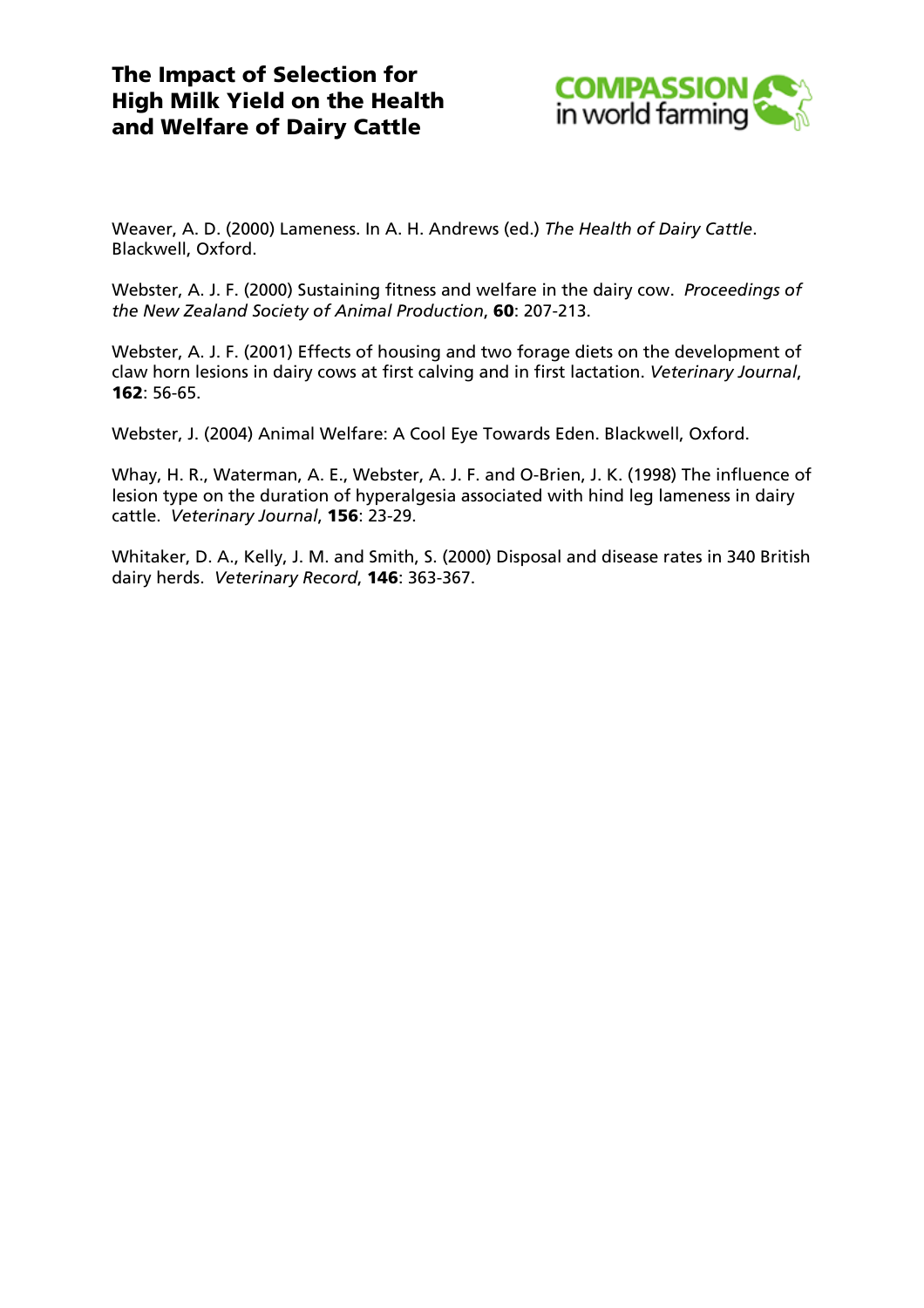Weaver, A. D. (2000) Lameness. In A. H. Andrews (ed.) *The Health of Dairy Cattle*. Blackwell, Oxford.

Webster, A. J. F. (2000) Sustaining fitness and welfare in the dairy cow. *Proceedings of the New Zealand Society of Animal Production*, **60**: 207-213.

Webster, A. J. F. (2001) Effects of housing and two forage diets on the development of claw horn lesions in dairy cows at first calving and in first lactation. *Veterinary Journal*, **162**: 56-65.

Webster, J. (2004) Animal Welfare: A Cool Eye Towards Eden. Blackwell, Oxford.

Whay, H. R., Waterman, A. E., Webster, A. J. F. and O-Brien, J. K. (1998) The influence of lesion type on the duration of hyperalgesia associated with hind leg lameness in dairy cattle. *Veterinary Journal*, **156**: 23-29.

Whitaker, D. A., Kelly, J. M. and Smith, S. (2000) Disposal and disease rates in 340 British dairy herds. *Veterinary Record*, **146**: 363-367.